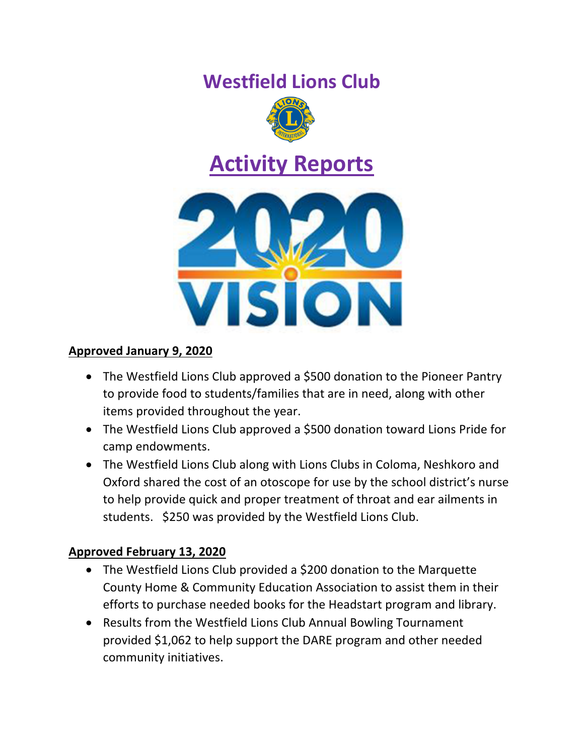# Westfield Lions Club

## Activity Reports

**Approved January 9, 2020**

- The Westfield Lions Club approved a $500 donation to the Pioneer Pantry to provide food to students/families that are in need, along with other items provided throughout the year.
- The Westfield Lions Club approved a $500 donation toward Lions Pride for camp endowments.
- The Westfield Lions Club along with Lions Clubs in Coloma, Neshkoro and Oxford shared the cost of an otoscope for use by the school district's nurse to help provide quick and proper treatment of throat and ear ailments in students. $250 was provided by the Westfield Lions Club.

**Approved February 13, 2020**

- The Westfield Lions Club provided a $200 donation to the Marquette County Home & Community Education Association to assist them in their efforts to purchase needed books for the Headstart program and library.
- Results from the Westfield Lions Club Annual Bowling Tournament provided $1,062 to help support the DARE program and other needed community initiatives.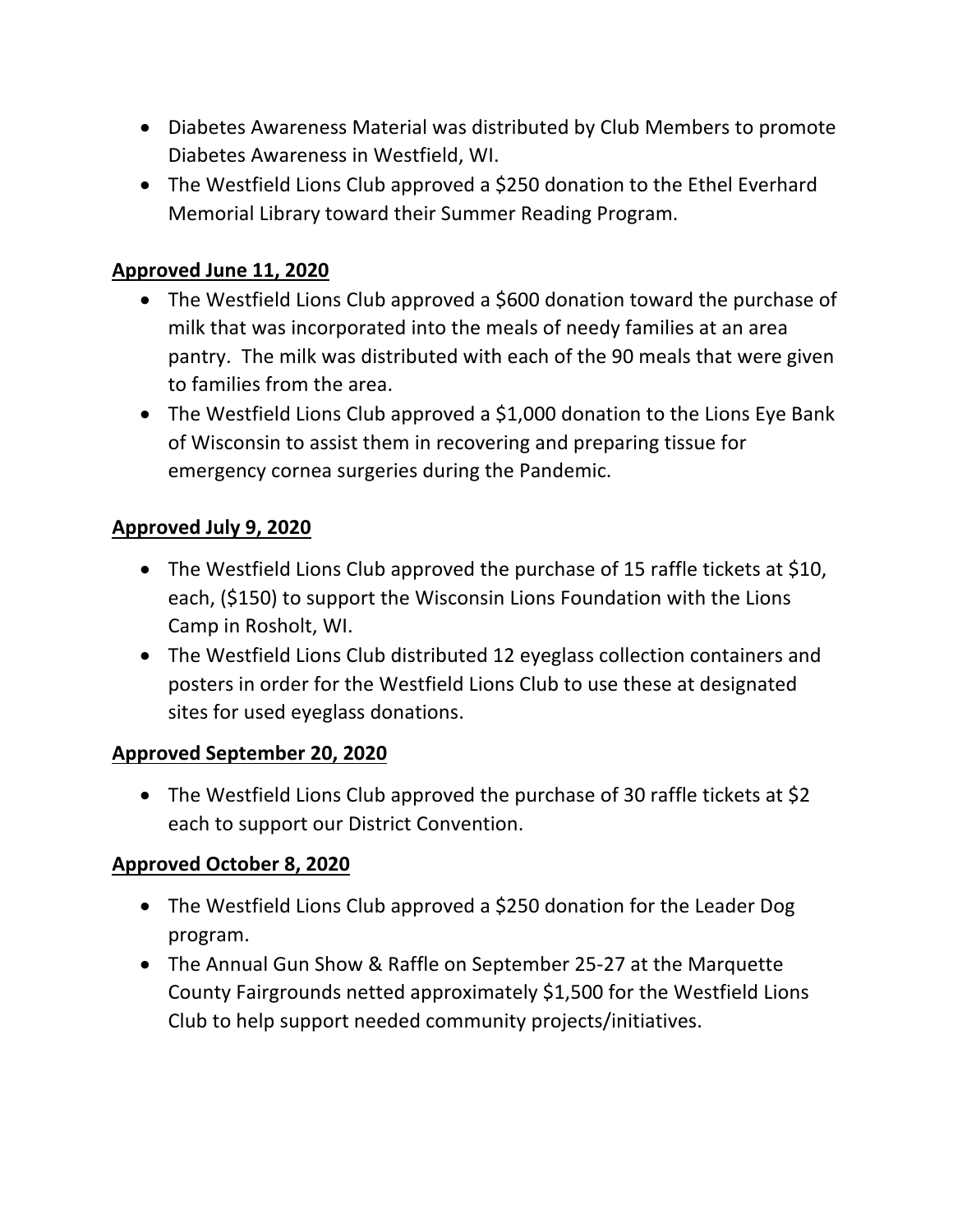- Diabetes Awareness Material was distributed by Club Members to promote Diabetes Awareness in Westfield, WI.
- The Westfield Lions Club approved a $250 donation to the Ethel Everhard Memorial Library toward their Summer Reading Program.

**Approved June 11, 2020**

- The Westfield Lions Club approved a $600 donation toward the purchase of milk that was incorporated into the meals of needy families at an area pantry. The milk was distributed with each of the 90 meals that were given to families from the area.
- The Westfield Lions Club approved a $1,000 donation to the Lions Eye Bank of Wisconsin to assist them in recovering and preparing tissue for emergency cornea surgeries during the Pandemic.

**Approved July 9, 2020**

- The Westfield Lions Club approved the purchase of 15 raffle tickets at $10, each, ($150) to support the Wisconsin Lions Foundation with the Lions Camp in Rosholt, WI.
- The Westfield Lions Club distributed 12 eyeglass collection containers and posters in order for the Westfield Lions Club to use these at designated sites for used eyeglass donations.

**Approved September 20, 2020**

- The Westfield Lions Club approved the purchase of 30 raffle tickets at $2 each to support our District Convention.

**Approved October 8, 2020**

- The Westfield Lions Club approved a $250 donation for the Leader Dog program.
- The Annual Gun Show & Raffle on September 25-27 at the Marquette County Fairgrounds netted approximately $1,500 for the Westfield Lions Club to help support needed community projects/initiatives.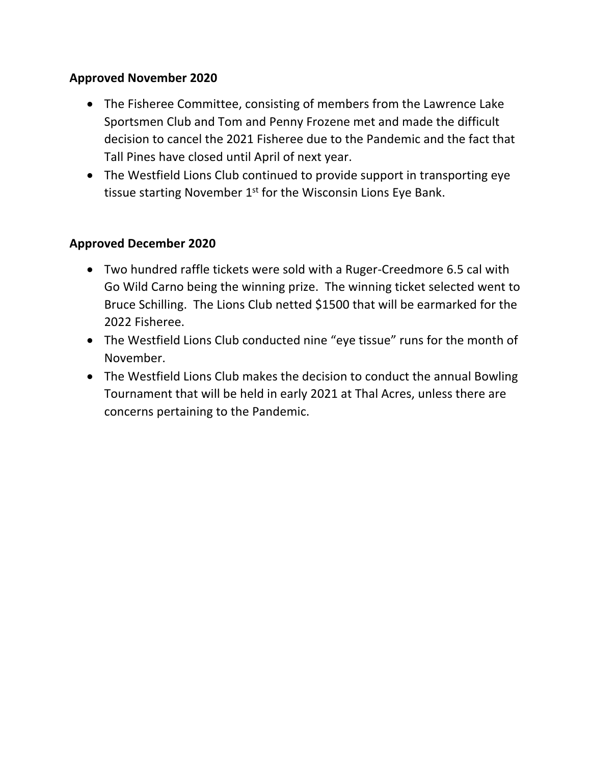**Approved November 2020**

- The Fisheree Committee, consisting of members from the Lawrence Lake Sportsmen Club and Tom and Penny Frozene met and made the difficult decision to cancel the 2021 Fisheree due to the Pandemic and the fact that Tall Pines have closed until April of next year.
- The Westfield Lions Club continued to provide support in transporting eye tissue starting November 1st for the Wisconsin Lions Eye Bank.

**Approved December 2020**

- Two hundred raffle tickets were sold with a Ruger-Creedmore 6.5 cal with Go Wild Carno being the winning prize. The winning ticket selected went to Bruce Schilling. The Lions Club netted $1500 that will be earmarked for the 2022 Fisheree.
- The Westfield Lions Club conducted nine "eye tissue" runs for the month of November.
- The Westfield Lions Club makes the decision to conduct the annual Bowling Tournament that will be held in early 2021 at Thal Acres, unless there are concerns pertaining to the Pandemic.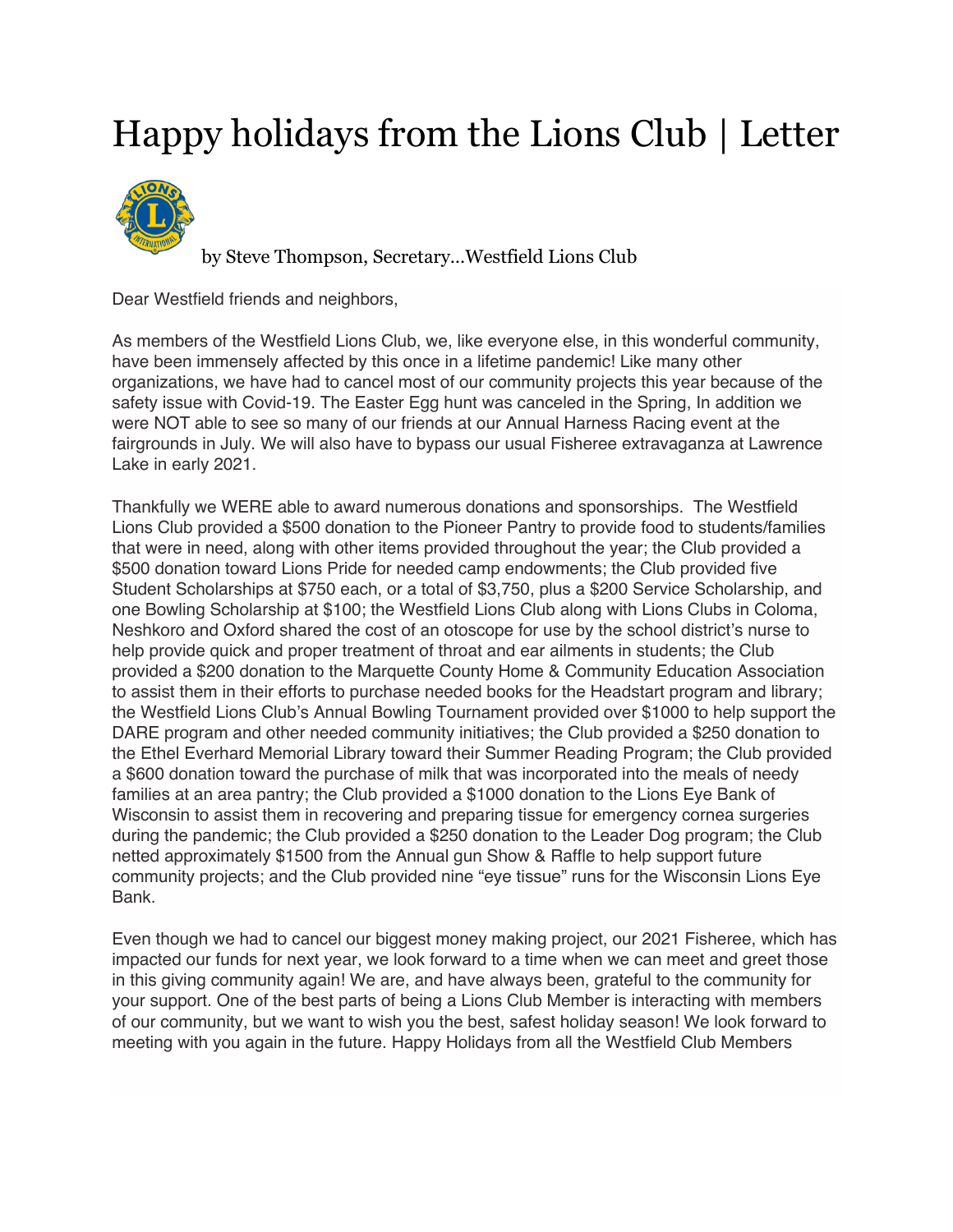# Happy holidays from the Lions Club | Letter

by Steve Thompson, Secretary…Westfield Lions Club

Dear Westfield friends and neighbors,

As members of the Westfield Lions Club, we, like everyone else, in this wonderful community, have been immensely affected by this once in a lifetime pandemic! Like many other organizations, we have had to cancel most of our community projects this year because of the safety issue with Covid-19. The Easter Egg hunt was canceled in the Spring, In addition we were NOT able to see so many of our friends at our Annual Harness Racing event at the fairgrounds in July. We will also have to bypass our usual Fisheree extravaganza at Lawrence Lake in early 2021.

Thankfully we WERE able to award numerous donations and sponsorships. The Westfield Lions Club provided a $500 donation to the Pioneer Pantry to provide food to students/families that were in need, along with other items provided throughout the year; the Club provided a $500 donation toward Lions Pride for needed camp endowments; the Club provided five Student Scholarships at $750 each, or a total of $3,750, plus a $200 Service Scholarship, and one Bowling Scholarship at $100; the Westfield Lions Club along with Lions Clubs in Coloma, Neshkoro and Oxford shared the cost of an otoscope for use by the school district's nurse to help provide quick and proper treatment of throat and ear ailments in students; the Club provided a $200 donation to the Marquette County Home & Community Education Association to assist them in their efforts to purchase needed books for the Headstart program and library; the Westfield Lions Club's Annual Bowling Tournament provided over $1000 to help support the DARE program and other needed community initiatives; the Club provided a $250 donation to the Ethel Everhard Memorial Library toward their Summer Reading Program; the Club provided a $600 donation toward the purchase of milk that was incorporated into the meals of needy families at an area pantry; the Club provided a $1000 donation to the Lions Eye Bank of Wisconsin to assist them in recovering and preparing tissue for emergency cornea surgeries during the pandemic; the Club provided a $250 donation to the Leader Dog program; the Club netted approximately $1500 from the Annual gun Show & Raffle to help support future community projects; and the Club provided nine "eye tissue" runs for the Wisconsin Lions Eye Bank.

Even though we had to cancel our biggest money making project, our 2021 Fisheree, which has impacted our funds for next year, we look forward to a time when we can meet and greet those in this giving community again! We are, and have always been, grateful to the community for your support. One of the best parts of being a Lions Club Member is interacting with members of our community, but we want to wish you the best, safest holiday season! We look forward to meeting with you again in the future. Happy Holidays from all the Westfield Club Members